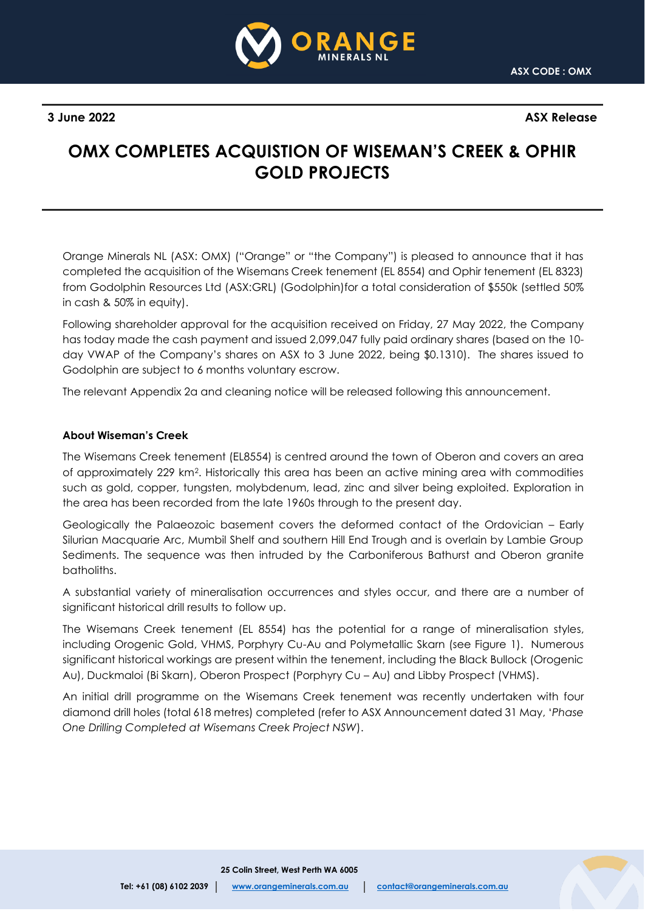**3 June 2022** **ASX Release**

# OMX COMPLETES ACQUISTION OF WISEMAN'S CREEK & OPHIR GOLD PROJECTS

Orange Minerals NL (ASX: OMX) ("Orange" or "the Company") is pleased to announce that it has completed the acquisition of the Wisemans Creek tenement (EL 8554) and Ophir tenement (EL 8323) from Godolphin Resources Ltd (ASX:GRL) (Godolphin)for a total consideration of $550k (settled 50% in cash & 50% in equity).

Following shareholder approval for the acquisition received on Friday, 27 May 2022, the Company has today made the cash payment and issued 2,099,047 fully paid ordinary shares (based on the 10-day VWAP of the Company's shares on ASX to 3 June 2022, being $0.1310). The shares issued to Godolphin are subject to 6 months voluntary escrow.

The relevant Appendix 2a and cleaning notice will be released following this announcement.

**About Wiseman's Creek**

The Wisemans Creek tenement (EL8554) is centred around the town of Oberon and covers an area of approximately 229 km$^2$. Historically this area has been an active mining area with commodities such as gold, copper, tungsten, molybdenum, lead, zinc and silver being exploited. Exploration in the area has been recorded from the late 1960s through to the present day.

Geologically the Palaeozoic basement covers the deformed contact of the Ordovician – Early Silurian Macquarie Arc, Mumbil Shelf and southern Hill End Trough and is overlain by Lambie Group Sediments. The sequence was then intruded by the Carboniferous Bathurst and Oberon granite batholiths.

A substantial variety of mineralisation occurrences and styles occur, and there are a number of significant historical drill results to follow up.

The Wisemans Creek tenement (EL 8554) has the potential for a range of mineralisation styles, including Orogenic Gold, VHMS, Porphyry Cu-Au and Polymetallic Skarn (see Figure 1). Numerous significant historical workings are present within the tenement, including the Black Bullock (Orogenic Au), Duckmaloi (Bi Skarn), Oberon Prospect (Porphyry Cu – Au) and Libby Prospect (VHMS).

An initial drill programme on the Wisemans Creek tenement was recently undertaken with four diamond drill holes (total 618 metres) completed (refer to ASX Announcement dated 31 May, '*Phase One Drilling Completed at Wisemans Creek Project NSW*).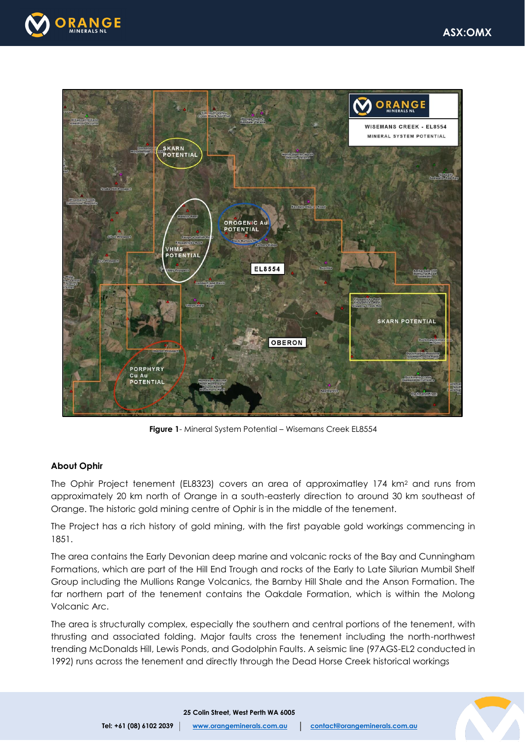**Figure 1**- Mineral System Potential – Wisemans Creek EL8554

**About Ophir**

The Ophir Project tenement (EL8323) covers an area of approximatley 174 km² and runs from approximately 20 km north of Orange in a south-easterly direction to around 30 km southeast of Orange. The historic gold mining centre of Ophir is in the middle of the tenement.

The Project has a rich history of gold mining, with the first payable gold workings commencing in 1851.

The area contains the Early Devonian deep marine and volcanic rocks of the Bay and Cunningham Formations, which are part of the Hill End Trough and rocks of the Early to Late Silurian Mumbil Shelf Group including the Mullions Range Volcanics, the Barnby Hill Shale and the Anson Formation. The far northern part of the tenement contains the Oakdale Formation, which is within the Molong Volcanic Arc.

The area is structurally complex, especially the southern and central portions of the tenement, with thrusting and associated folding. Major faults cross the tenement including the north-northwest trending McDonalds Hill, Lewis Ponds, and Godolphin Faults. A seismic line (97AGS-EL2 conducted in 1992) runs across the tenement and directly through the Dead Horse Creek historical workings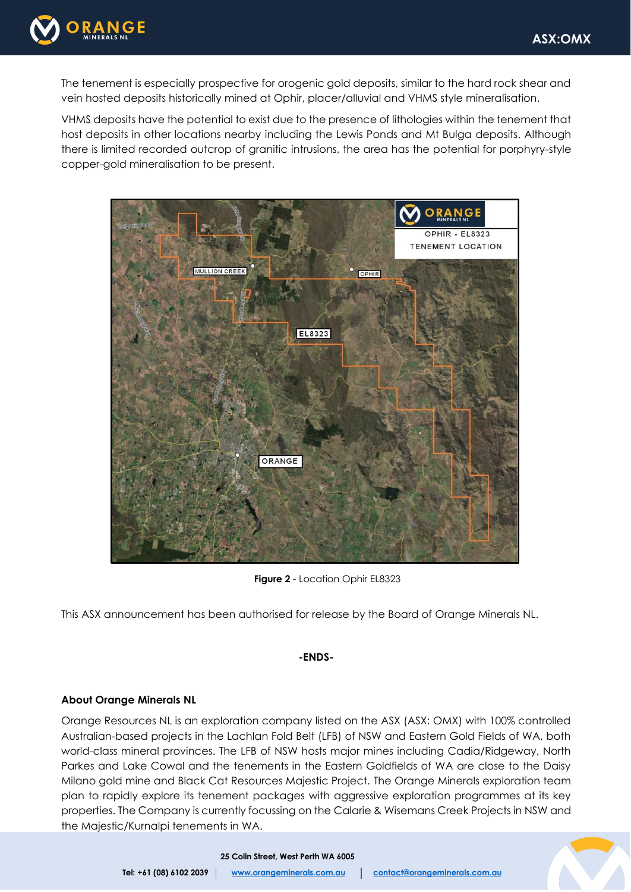The tenement is especially prospective for orogenic gold deposits, similar to the hard rock shear and vein hosted deposits historically mined at Ophir, placer/alluvial and VHMS style mineralisation.

VHMS deposits have the potential to exist due to the presence of lithologies within the tenement that host deposits in other locations nearby including the Lewis Ponds and Mt Bulga deposits. Although there is limited recorded outcrop of granitic intrusions, the area has the potential for porphyry-style copper-gold mineralisation to be present.

**Figure 2** - Location Ophir EL8323

This ASX announcement has been authorised for release by the Board of Orange Minerals NL.

**-ENDS-**

### About Orange Minerals NL

Orange Resources NL is an exploration company listed on the ASX (ASX: OMX) with 100% controlled Australian-based projects in the Lachlan Fold Belt (LFB) of NSW and Eastern Gold Fields of WA, both world-class mineral provinces. The LFB of NSW hosts major mines including Cadia/Ridgeway, North Parkes and Lake Cowal and the tenements in the Eastern Goldfields of WA are close to the Daisy Milano gold mine and Black Cat Resources Majestic Project. The Orange Minerals exploration team plan to rapidly explore its tenement packages with aggressive exploration programmes at its key properties. The Company is currently focussing on the Calarie & Wisemans Creek Projects in NSW and the Majestic/Kurnalpi tenements in WA.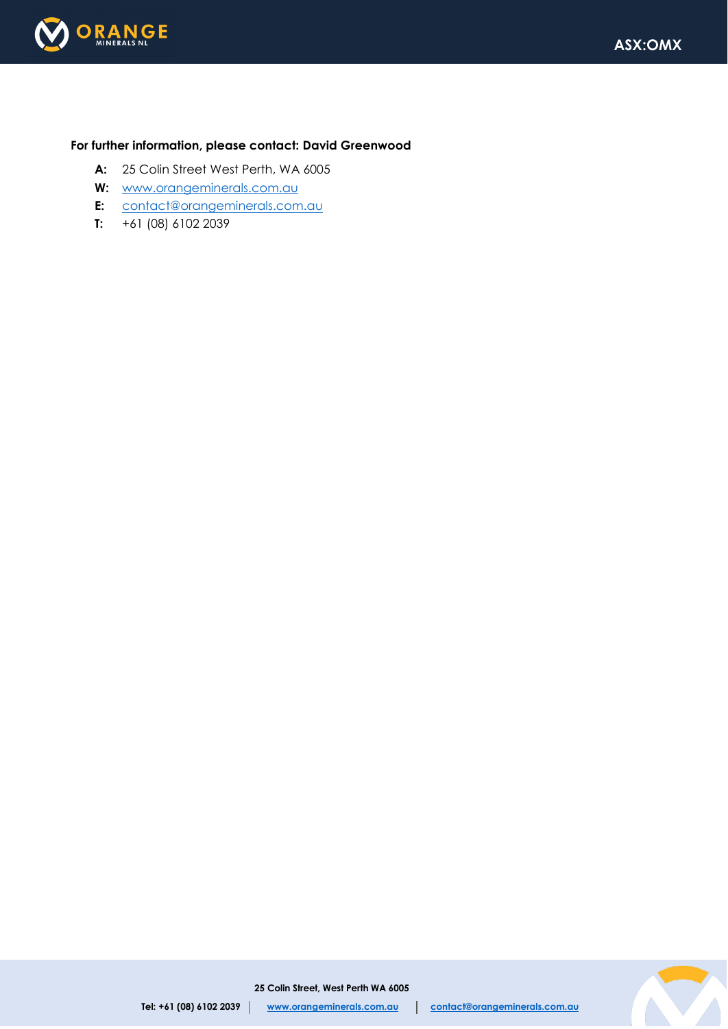**For further information, please contact: David Greenwood**

- **A:** 25 Colin Street West Perth, WA 6005
- **W:** www.orangeminerals.com.au
- **E:** contact@orangeminerals.com.au
- **T:** +61 (08) 6102 2039